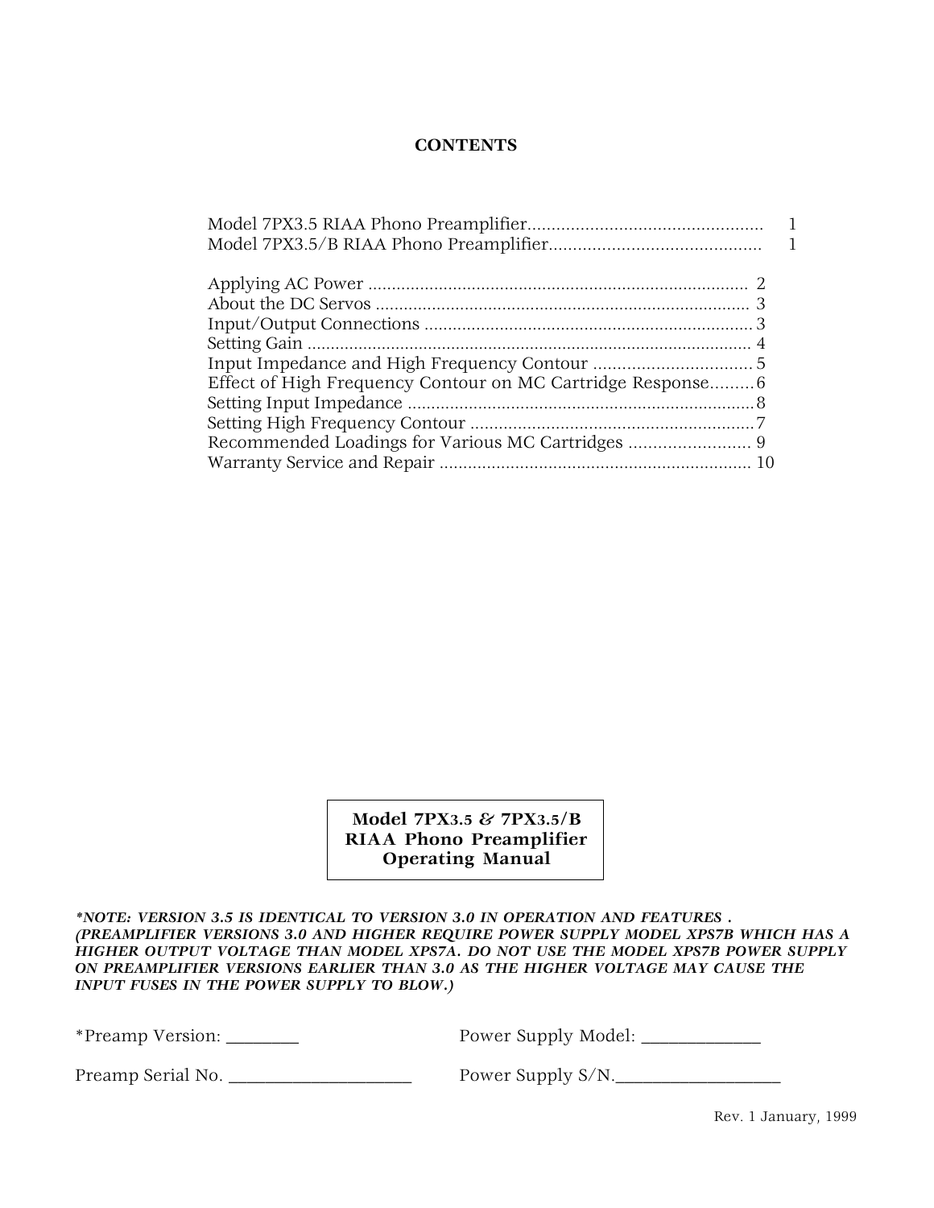## CONTENTS

Model 7PX3.5 RIAA Phono Preamplifier................................................. 1
Model 7PX3.5/B RIAA Phono Preamplifier............................................ 1

Applying AC Power ................................................................................. 2
About the DC Servos ................................................................................ 3
Input/Output Connections ...................................................................... 3
Setting Gain ............................................................................................... 4
Input Impedance and High Frequency Contour ................................. 5
Effect of High Frequency Contour on MC Cartridge Response.........6
Setting Input Impedance .........................................................................8
Setting High Frequency Contour ...........................................................7
Recommended Loadings for Various MC Cartridges ......................... 9
Warranty Service and Repair ................................................................. 10

**Model 7PX3.5 & 7PX3.5/B**
**RIAA Phono Preamplifier**
**Operating Manual**

***NOTE: VERSION 3.5 IS IDENTICAL TO VERSION 3.0 IN OPERATION AND FEATURES . (PREAMPLIFIER VERSIONS 3.0 AND HIGHER REQUIRE POWER SUPPLY MODEL XPS7B WHICH HAS A HIGHER OUTPUT VOLTAGE THAN MODEL XPS7A. DO NOT USE THE MODEL XPS7B POWER SUPPLY ON PREAMPLIFIER VERSIONS EARLIER THAN 3.0 AS THE HIGHER VOLTAGE MAY CAUSE THE INPUT FUSES IN THE POWER SUPPLY TO BLOW.)***

*Preamp Version: ________ Power Supply Model: ______________

Preamp Serial No. _____________________ Power Supply S/N.___________________

Rev. 1 January, 1999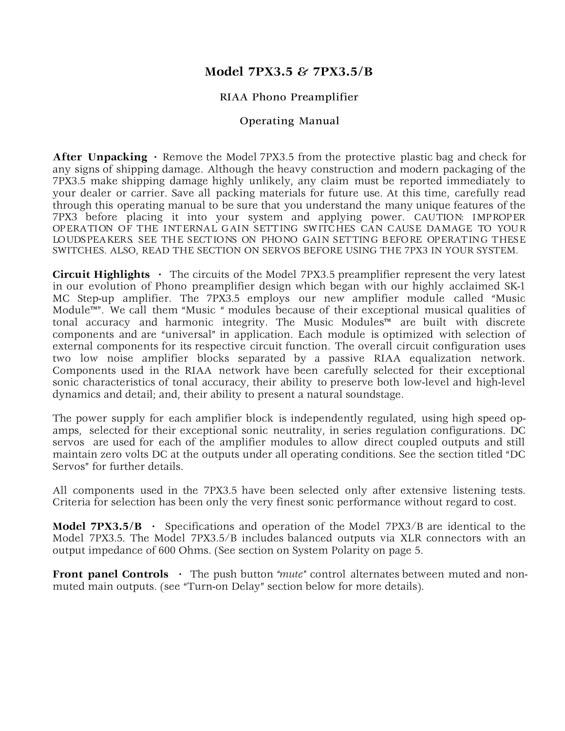# Model 7PX3.5 & 7PX3.5/B

RIAA Phono Preamplifier

Operating Manual

**After Unpacking** · Remove the Model 7PX3.5 from the protective plastic bag and check for any signs of shipping damage. Although the heavy construction and modern packaging of the 7PX3.5 make shipping damage highly unlikely, any claim must be reported immediately to your dealer or carrier. Save all packing materials for future use. At this time, carefully read through this operating manual to be sure that you understand the many unique features of the 7PX3 before placing it into your system and applying power. CAUTION: IMPROPER OPERATION OF THE INTERNAL GAIN SETTING SWITCHES CAN CAUSE DAMAGE TO YOUR LOUDSPEAKERS. SEE THE SECTIONS ON PHONO GAIN SETTING BEFORE OPERATING THESE SWITCHES. ALSO, READ THE SECTION ON SERVOS BEFORE USING THE 7PX3 IN YOUR SYSTEM.

**Circuit Highlights** · The circuits of the Model 7PX3.5 preamplifier represent the very latest in our evolution of Phono preamplifier design which began with our highly acclaimed SK-1 MC Step-up amplifier. The 7PX3.5 employs our new amplifier module called "Music Module™". We call them "Music " modules because of their exceptional musical qualities of tonal accuracy and harmonic integrity. The Music Modules™ are built with discrete components and are "universal" in application. Each module is optimized with selection of external components for its respective circuit function. The overall circuit configuration uses two low noise amplifier blocks separated by a passive RIAA equalization network. Components used in the RIAA network have been carefully selected for their exceptional sonic characteristics of tonal accuracy, their ability to preserve both low-level and high-level dynamics and detail; and, their ability to present a natural soundstage.

The power supply for each amplifier block is independently regulated, using high speed op-amps, selected for their exceptional sonic neutrality, in series regulation configurations. DC servos are used for each of the amplifier modules to allow direct coupled outputs and still maintain zero volts DC at the outputs under all operating conditions. See the section titled "DC Servos" for further details.

All components used in the 7PX3.5 have been selected only after extensive listening tests. Criteria for selection has been only the very finest sonic performance without regard to cost.

**Model 7PX3.5/B** · Specifications and operation of the Model 7PX3/B are identical to the Model 7PX3.5. The Model 7PX3.5/B includes balanced outputs via XLR connectors with an output impedance of 600 Ohms. (See section on System Polarity on page 5.

**Front panel Controls** · The push button *"mute"* control alternates between muted and non-muted main outputs. (see "Turn-on Delay" section below for more details).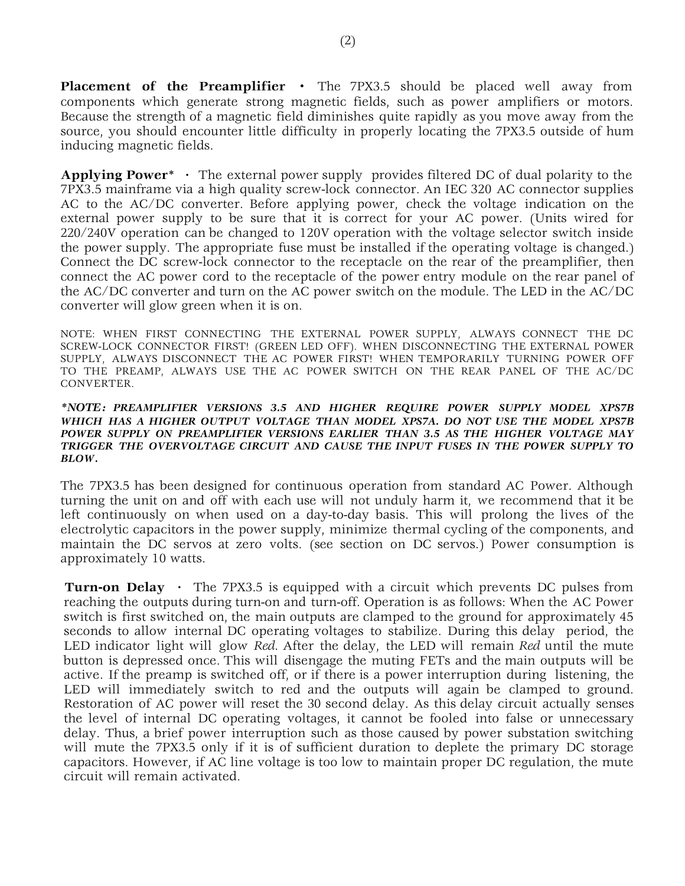**Placement of the Preamplifier** • The 7PX3.5 should be placed well away from components which generate strong magnetic fields, such as power amplifiers or motors. Because the strength of a magnetic field diminishes quite rapidly as you move away from the source, you should encounter little difficulty in properly locating the 7PX3.5 outside of hum inducing magnetic fields.

**Applying Power*** • The external power supply provides filtered DC of dual polarity to the 7PX3.5 mainframe via a high quality screw-lock connector. An IEC 320 AC connector supplies AC to the AC/DC converter. Before applying power, check the voltage indication on the external power supply to be sure that it is correct for your AC power. (Units wired for 220/240V operation can be changed to 120V operation with the voltage selector switch inside the power supply. The appropriate fuse must be installed if the operating voltage is changed.) Connect the DC screw-lock connector to the receptacle on the rear of the preamplifier, then connect the AC power cord to the receptacle of the power entry module on the rear panel of the AC/DC converter and turn on the AC power switch on the module. The LED in the AC/DC converter will glow green when it is on.

NOTE: WHEN FIRST CONNECTING THE EXTERNAL POWER SUPPLY, ALWAYS CONNECT THE DC SCREW-LOCK CONNECTOR FIRST! (GREEN LED OFF). WHEN DISCONNECTING THE EXTERNAL POWER SUPPLY, ALWAYS DISCONNECT THE AC POWER FIRST! WHEN TEMPORARILY TURNING POWER OFF TO THE PREAMP, ALWAYS USE THE AC POWER SWITCH ON THE REAR PANEL OF THE AC/DC CONVERTER.

***NOTE: PREAMPLIFIER VERSIONS 3.5 AND HIGHER REQUIRE POWER SUPPLY MODEL XPS7B WHICH HAS A HIGHER OUTPUT VOLTAGE THAN MODEL XPS7A. DO NOT USE THE MODEL XPS7B POWER SUPPLY ON PREAMPLIFIER VERSIONS EARLIER THAN 3.5 AS THE HIGHER VOLTAGE MAY TRIGGER THE OVERVOLTAGE CIRCUIT AND CAUSE THE INPUT FUSES IN THE POWER SUPPLY TO BLOW.***

The 7PX3.5 has been designed for continuous operation from standard AC Power. Although turning the unit on and off with each use will not unduly harm it, we recommend that it be left continuously on when used on a day-to-day basis. This will prolong the lives of the electrolytic capacitors in the power supply, minimize thermal cycling of the components, and maintain the DC servos at zero volts. (see section on DC servos.) Power consumption is approximately 10 watts.

**Turn-on Delay** • The 7PX3.5 is equipped with a circuit which prevents DC pulses from reaching the outputs during turn-on and turn-off. Operation is as follows: When the AC Power switch is first switched on, the main outputs are clamped to the ground for approximately 45 seconds to allow internal DC operating voltages to stabilize. During this delay period, the LED indicator light will glow *Red*. After the delay, the LED will remain *Red* until the mute button is depressed once. This will disengage the muting FETs and the main outputs will be active. If the preamp is switched off, or if there is a power interruption during listening, the LED will immediately switch to red and the outputs will again be clamped to ground. Restoration of AC power will reset the 30 second delay. As this delay circuit actually senses the level of internal DC operating voltages, it cannot be fooled into false or unnecessary delay. Thus, a brief power interruption such as those caused by power substation switching will mute the 7PX3.5 only if it is of sufficient duration to deplete the primary DC storage capacitors. However, if AC line voltage is too low to maintain proper DC regulation, the mute circuit will remain activated.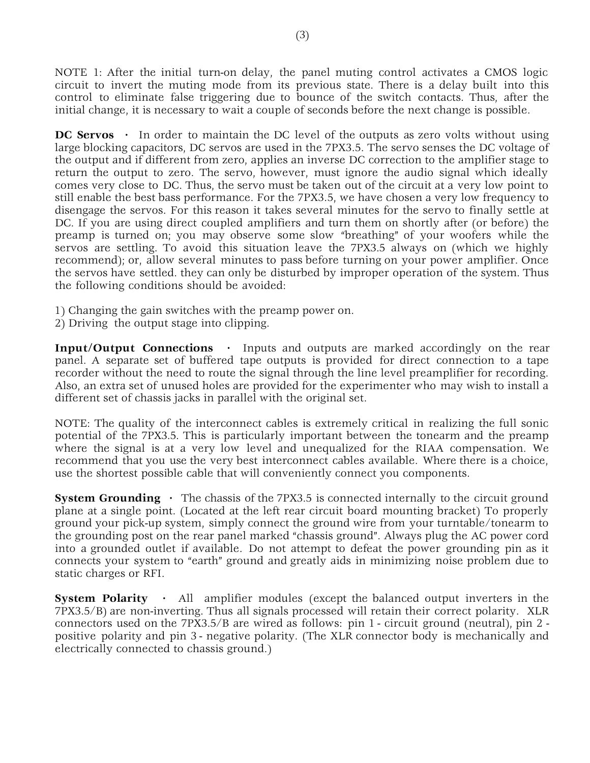NOTE 1: After the initial turn-on delay, the panel muting control activates a CMOS logic circuit to invert the muting mode from its previous state. There is a delay built into this control to eliminate false triggering due to bounce of the switch contacts. Thus, after the initial change, it is necessary to wait a couple of seconds before the next change is possible.

**DC Servos** • In order to maintain the DC level of the outputs as zero volts without using large blocking capacitors, DC servos are used in the 7PX3.5. The servo senses the DC voltage of the output and if different from zero, applies an inverse DC correction to the amplifier stage to return the output to zero. The servo, however, must ignore the audio signal which ideally comes very close to DC. Thus, the servo must be taken out of the circuit at a very low point to still enable the best bass performance. For the 7PX3.5, we have chosen a very low frequency to disengage the servos. For this reason it takes several minutes for the servo to finally settle at DC. If you are using direct coupled amplifiers and turn them on shortly after (or before) the preamp is turned on; you may observe some slow "breathing" of your woofers while the servos are settling. To avoid this situation leave the 7PX3.5 always on (which we highly recommend); or, allow several minutes to pass before turning on your power amplifier. Once the servos have settled. they can only be disturbed by improper operation of the system. Thus the following conditions should be avoided:

1) Changing the gain switches with the preamp power on.
2) Driving the output stage into clipping.

**Input/Output Connections** • Inputs and outputs are marked accordingly on the rear panel. A separate set of buffered tape outputs is provided for direct connection to a tape recorder without the need to route the signal through the line level preamplifier for recording. Also, an extra set of unused holes are provided for the experimenter who may wish to install a different set of chassis jacks in parallel with the original set.

NOTE: The quality of the interconnect cables is extremely critical in realizing the full sonic potential of the 7PX3.5. This is particularly important between the tonearm and the preamp where the signal is at a very low level and unequalized for the RIAA compensation. We recommend that you use the very best interconnect cables available. Where there is a choice, use the shortest possible cable that will conveniently connect you components.

**System Grounding** • The chassis of the 7PX3.5 is connected internally to the circuit ground plane at a single point. (Located at the left rear circuit board mounting bracket) To properly ground your pick-up system, simply connect the ground wire from your turntable/tonearm to the grounding post on the rear panel marked "chassis ground". Always plug the AC power cord into a grounded outlet if available. Do not attempt to defeat the power grounding pin as it connects your system to "earth" ground and greatly aids in minimizing noise problem due to static charges or RFI.

**System Polarity** • All amplifier modules (except the balanced output inverters in the 7PX3.5/B) are non-inverting. Thus all signals processed will retain their correct polarity. XLR connectors used on the 7PX3.5/B are wired as follows: pin 1 - circuit ground (neutral), pin 2 - positive polarity and pin 3 - negative polarity. (The XLR connector body is mechanically and electrically connected to chassis ground.)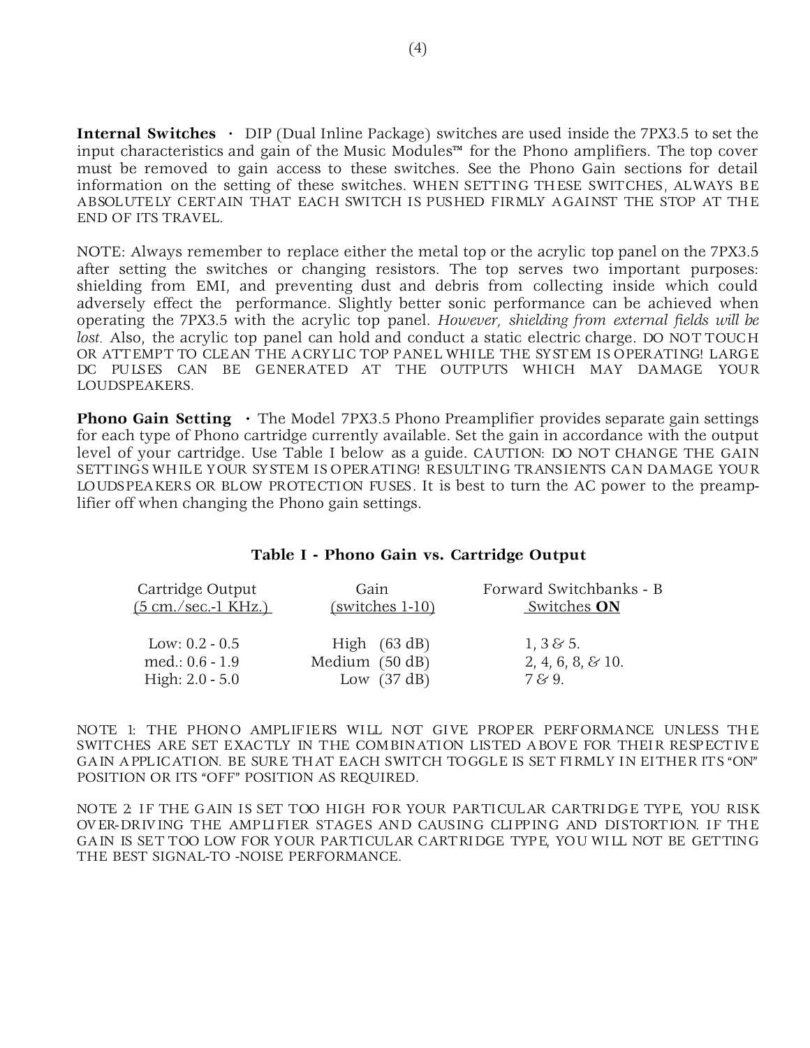**Internal Switches** • DIP (Dual Inline Package) switches are used inside the 7PX3.5 to set the input characteristics and gain of the Music Modules™ for the Phono amplifiers. The top cover must be removed to gain access to these switches. See the Phono Gain sections for detail information on the setting of these switches. WHEN SETTING THESE SWITCHES, ALWAYS BE ABSOLUTELY CERTAIN THAT EACH SWITCH IS PUSHED FIRMLY AGAINST THE STOP AT THE END OF ITS TRAVEL.

NOTE: Always remember to replace either the metal top or the acrylic top panel on the 7PX3.5 after setting the switches or changing resistors. The top serves two important purposes: shielding from EMI, and preventing dust and debris from collecting inside which could adversely effect the performance. Slightly better sonic performance can be achieved when operating the 7PX3.5 with the acrylic top panel. *However, shielding from external fields will be lost.* Also, the acrylic top panel can hold and conduct a static electric charge. DO NOT TOUCH OR ATTEMPT TO CLEAN THE ACRYLIC TOP PANEL WHILE THE SYSTEM IS OPERATING! LARGE DC PULSES CAN BE GENERATED AT THE OUTPUTS WHICH MAY DAMAGE YOUR LOUDSPEAKERS.

**Phono Gain Setting** • The Model 7PX3.5 Phono Preamplifier provides separate gain settings for each type of Phono cartridge currently available. Set the gain in accordance with the output level of your cartridge. Use Table I below as a guide. CAUTION: DO NOT CHANGE THE GAIN SETTINGS WHILE YOUR SYSTEM IS OPERATING! RESULTING TRANSIENTS CAN DAMAGE YOUR LOUDSPEAKERS OR BLOW PROTECTION FUSES. It is best to turn the AC power to the preamplifier off when changing the Phono gain settings.

**Table I - Phono Gain vs. Cartridge Output**

| Cartridge Output (5 cm./sec.-1 KHz.) | Gain (switches 1-10) | Forward Switchbanks - B Switches **ON** |
|---|---|---|
| Low: 0.2 - 0.5 | High (63 dB) | 1, 3 & 5. |
| med.: 0.6 - 1.9 | Medium (50 dB) | 2, 4, 6, 8, & 10. |
| High: 2.0 - 5.0 | Low (37 dB) | 7 & 9. |

NOTE 1: THE PHONO AMPLIFIERS WILL NOT GIVE PROPER PERFORMANCE UNLESS THE SWITCHES ARE SET EXACTLY IN THE COMBINATION LISTED ABOVE FOR THEIR RESPECTIVE GAIN APPLICATION. BE SURE THAT EACH SWITCH TOGGLE IS SET FIRMLY IN EITHER ITS "ON" POSITION OR ITS "OFF" POSITION AS REQUIRED.

NOTE 2: IF THE GAIN IS SET TOO HIGH FOR YOUR PARTICULAR CARTRIDGE TYPE, YOU RISK OVER-DRIVING THE AMPLIFIER STAGES AND CAUSING CLIPPING AND DISTORTION. IF THE GAIN IS SET TOO LOW FOR YOUR PARTICULAR CARTRIDGE TYPE, YOU WILL NOT BE GETTING THE BEST SIGNAL-TO -NOISE PERFORMANCE.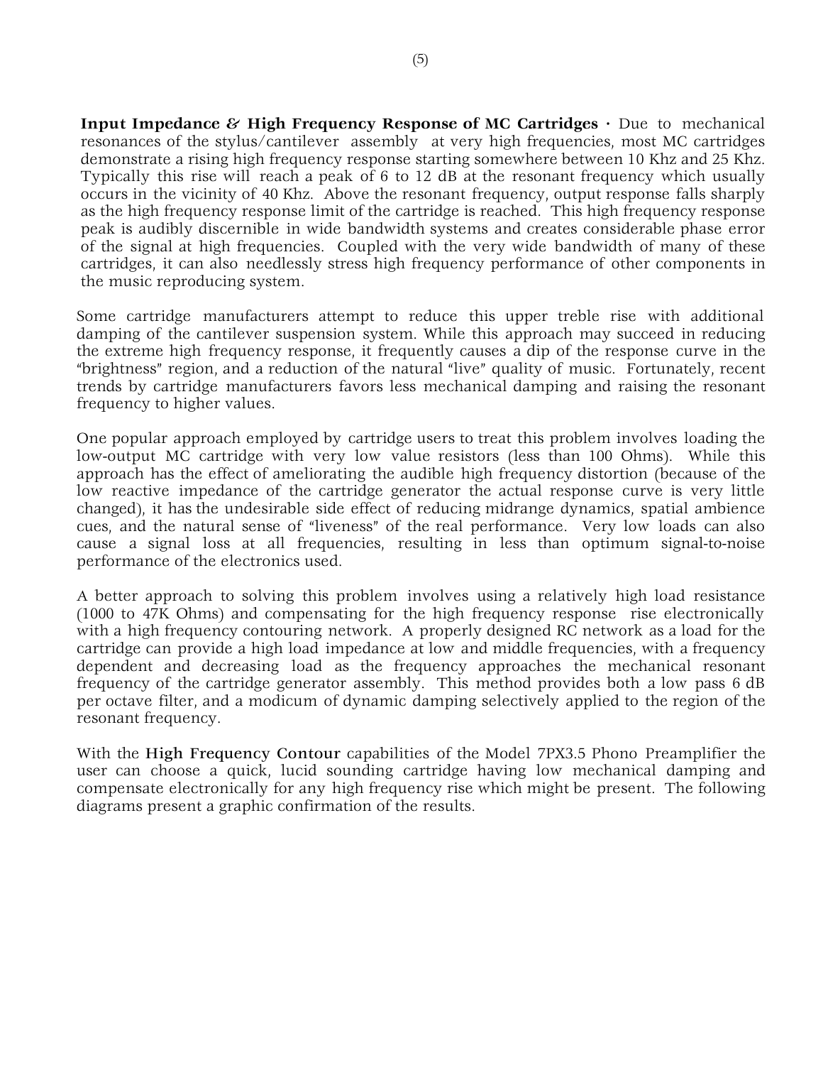**Input Impedance & High Frequency Response of MC Cartridges** · Due to mechanical resonances of the stylus/cantilever assembly at very high frequencies, most MC cartridges demonstrate a rising high frequency response starting somewhere between 10 Khz and 25 Khz. Typically this rise will reach a peak of 6 to 12 dB at the resonant frequency which usually occurs in the vicinity of 40 Khz. Above the resonant frequency, output response falls sharply as the high frequency response limit of the cartridge is reached. This high frequency response peak is audibly discernible in wide bandwidth systems and creates considerable phase error of the signal at high frequencies. Coupled with the very wide bandwidth of many of these cartridges, it can also needlessly stress high frequency performance of other components in the music reproducing system.

Some cartridge manufacturers attempt to reduce this upper treble rise with additional damping of the cantilever suspension system. While this approach may succeed in reducing the extreme high frequency response, it frequently causes a dip of the response curve in the "brightness" region, and a reduction of the natural "live" quality of music. Fortunately, recent trends by cartridge manufacturers favors less mechanical damping and raising the resonant frequency to higher values.

One popular approach employed by cartridge users to treat this problem involves loading the low-output MC cartridge with very low value resistors (less than 100 Ohms). While this approach has the effect of ameliorating the audible high frequency distortion (because of the low reactive impedance of the cartridge generator the actual response curve is very little changed), it has the undesirable side effect of reducing midrange dynamics, spatial ambience cues, and the natural sense of "liveness" of the real performance. Very low loads can also cause a signal loss at all frequencies, resulting in less than optimum signal-to-noise performance of the electronics used.

A better approach to solving this problem involves using a relatively high load resistance (1000 to 47K Ohms) and compensating for the high frequency response rise electronically with a high frequency contouring network. A properly designed RC network as a load for the cartridge can provide a high load impedance at low and middle frequencies, with a frequency dependent and decreasing load as the frequency approaches the mechanical resonant frequency of the cartridge generator assembly. This method provides both a low pass 6 dB per octave filter, and a modicum of dynamic damping selectively applied to the region of the resonant frequency.

With the **High Frequency Contour** capabilities of the Model 7PX3.5 Phono Preamplifier the user can choose a quick, lucid sounding cartridge having low mechanical damping and compensate electronically for any high frequency rise which might be present. The following diagrams present a graphic confirmation of the results.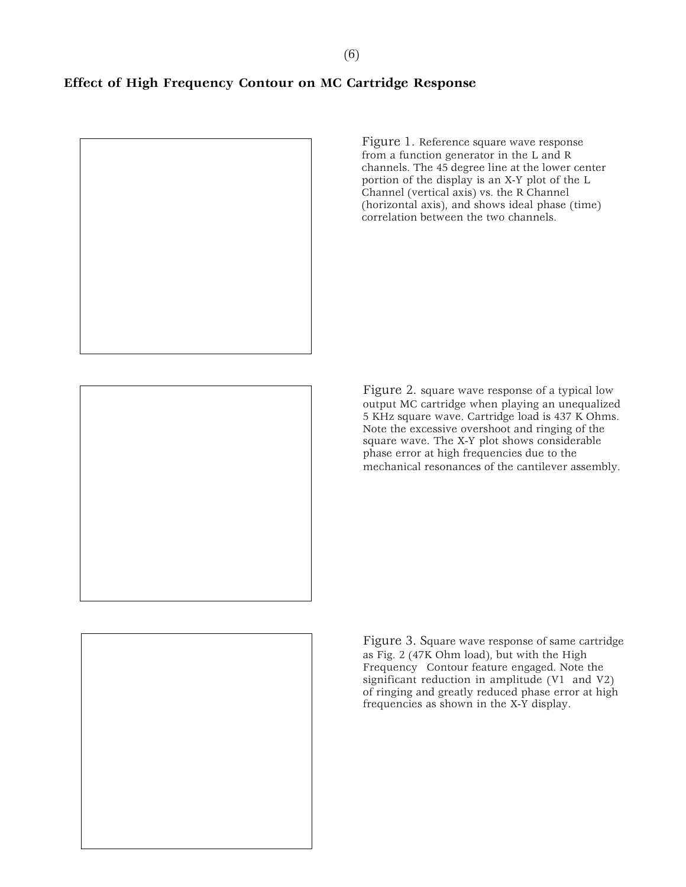## Effect of High Frequency Contour on MC Cartridge Response

Figure 1. Reference square wave response from a function generator in the L and R channels. The 45 degree line at the lower center portion of the display is an X-Y plot of the L Channel (vertical axis) vs. the R Channel (horizontal axis), and shows ideal phase (time) correlation between the two channels.

Figure 2. square wave response of a typical low output MC cartridge when playing an unequalized 5 KHz square wave. Cartridge load is 437 K Ohms. Note the excessive overshoot and ringing of the square wave. The X-Y plot shows considerable phase error at high frequencies due to the mechanical resonances of the cantilever assembly.

Figure 3. Square wave response of same cartridge as Fig. 2 (47K Ohm load), but with the High Frequency Contour feature engaged. Note the significant reduction in amplitude (V1 and V2) of ringing and greatly reduced phase error at high frequencies as shown in the X-Y display.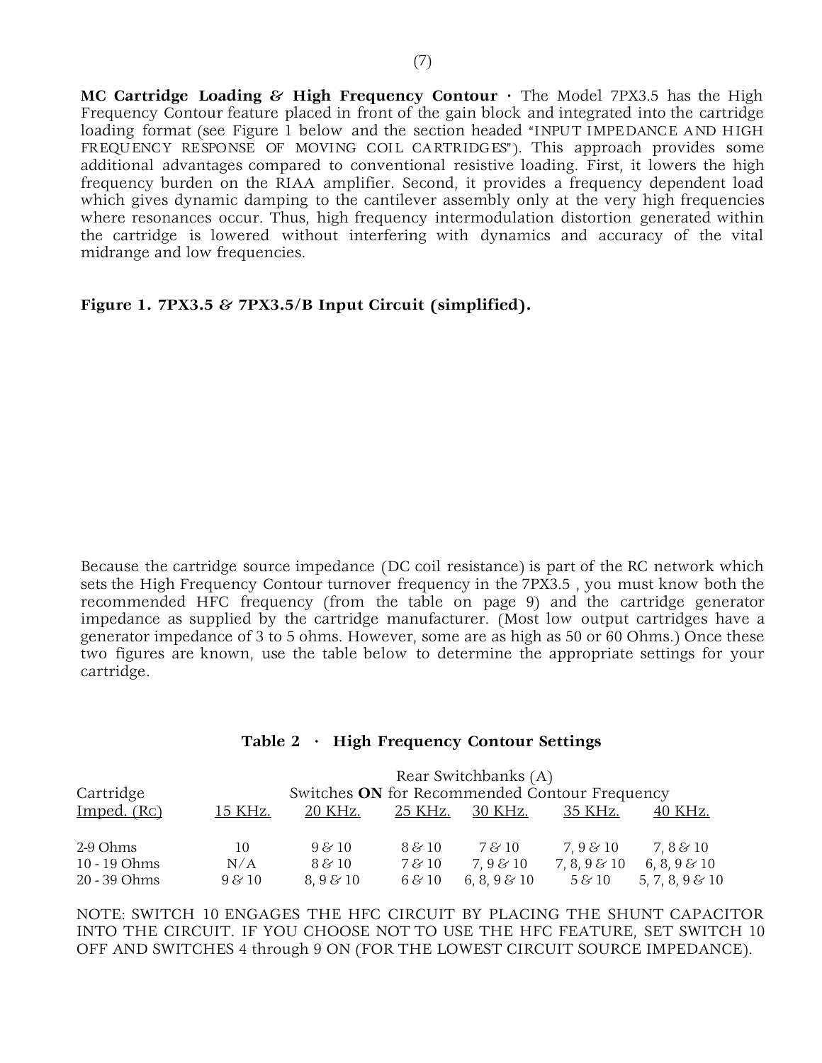**MC Cartridge Loading & High Frequency Contour ·** The Model 7PX3.5 has the High Frequency Contour feature placed in front of the gain block and integrated into the cartridge loading format (see Figure 1 below and the section headed "INPUT IMPEDANCE AND HIGH FREQUENCY RESPONSE OF MOVING COIL CARTRIDGES"). This approach provides some additional advantages compared to conventional resistive loading. First, it lowers the high frequency burden on the RIAA amplifier. Second, it provides a frequency dependent load which gives dynamic damping to the cantilever assembly only at the very high frequencies where resonances occur. Thus, high frequency intermodulation distortion generated within the cartridge is lowered without interfering with dynamics and accuracy of the vital midrange and low frequencies.

**Figure 1. 7PX3.5 & 7PX3.5/B Input Circuit (simplified).**

Because the cartridge source impedance (DC coil resistance) is part of the RC network which sets the High Frequency Contour turnover frequency in the 7PX3.5 , you must know both the recommended HFC frequency (from the table on page 9) and the cartridge generator impedance as supplied by the cartridge manufacturer. (Most low output cartridges have a generator impedance of 3 to 5 ohms. However, some are as high as 50 or 60 Ohms.) Once these two figures are known, use the table below to determine the appropriate settings for your cartridge.

**Table 2 · High Frequency Contour Settings**

| Cartridge | Rear Switchbanks (A) Switches **ON** for Recommended Contour Frequency | | | | | |
|---|---|---|---|---|---|---|
| Imped. ($R_C$) | 15 KHz. | 20 KHz. | 25 KHz. | 30 KHz. | 35 KHz. | 40 KHz. |
| 2-9 Ohms | 10 | 9 & 10 | 8 & 10 | 7 & 10 | 7, 9 & 10 | 7, 8 & 10 |
| 10 - 19 Ohms | N/A | 8 & 10 | 7 & 10 | 7, 9 & 10 | 7, 8, 9 & 10 | 6, 8, 9 & 10 |
| 20 - 39 Ohms | 9 & 10 | 8, 9 & 10 | 6 & 10 | 6, 8, 9 & 10 | 5 & 10 | 5, 7, 8, 9 & 10 |

NOTE: SWITCH 10 ENGAGES THE HFC CIRCUIT BY PLACING THE SHUNT CAPACITOR INTO THE CIRCUIT. IF YOU CHOOSE NOT TO USE THE HFC FEATURE, SET SWITCH 10 OFF AND SWITCHES 4 through 9 ON (FOR THE LOWEST CIRCUIT SOURCE IMPEDANCE).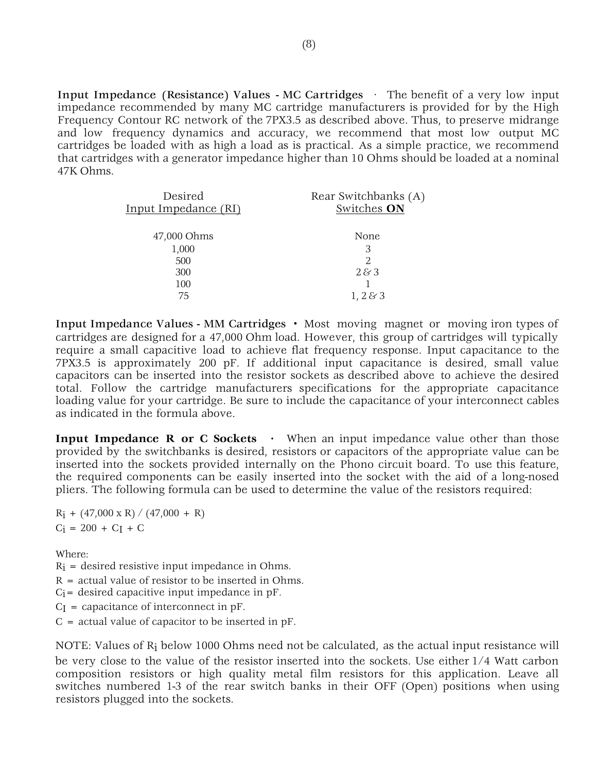**Input Impedance (Resistance) Values - MC Cartridges** · The benefit of a very low input impedance recommended by many MC cartridge manufacturers is provided for by the High Frequency Contour RC network of the 7PX3.5 as described above. Thus, to preserve midrange and low frequency dynamics and accuracy, we recommend that most low output MC cartridges be loaded with as high a load as is practical. As a simple practice, we recommend that cartridges with a generator impedance higher than 10 Ohms should be loaded at a nominal 47K Ohms.

| Desired Input Impedance (RI) | Rear Switchbanks (A) Switches **ON** |
|---|---|
| 47,000 Ohms | None |
| 1,000 | 3 |
| 500 | 2 |
| 300 | 2 & 3 |
| 100 | 1 |
| 75 | 1, 2 & 3 |

**Input Impedance Values - MM Cartridges** • Most moving magnet or moving iron types of cartridges are designed for a 47,000 Ohm load. However, this group of cartridges will typically require a small capacitive load to achieve flat frequency response. Input capacitance to the 7PX3.5 is approximately 200 pF. If additional input capacitance is desired, small value capacitors can be inserted into the resistor sockets as described above to achieve the desired total. Follow the cartridge manufacturers specifications for the appropriate capacitance loading value for your cartridge. Be sure to include the capacitance of your interconnect cables as indicated in the formula above.

**Input Impedance R or C Sockets** • When an input impedance value other than those provided by the switchbanks is desired, resistors or capacitors of the appropriate value can be inserted into the sockets provided internally on the Phono circuit board. To use this feature, the required components can be easily inserted into the socket with the aid of a long-nosed pliers. The following formula can be used to determine the value of the resistors required:

$R_i + (47{,}000 \times R) / (47{,}000 + R)$

$C_i = 200 + C_I + C$

Where:

$R_i$ = desired resistive input impedance in Ohms.

$R$ = actual value of resistor to be inserted in Ohms.

$C_i$ = desired capacitive input impedance in pF.

$C_I$ = capacitance of interconnect in pF.

$C$ = actual value of capacitor to be inserted in pF.

NOTE: Values of $R_i$ below 1000 Ohms need not be calculated, as the actual input resistance will be very close to the value of the resistor inserted into the sockets. Use either 1/4 Watt carbon composition resistors or high quality metal film resistors for this application. Leave all switches numbered 1-3 of the rear switch banks in their OFF (Open) positions when using resistors plugged into the sockets.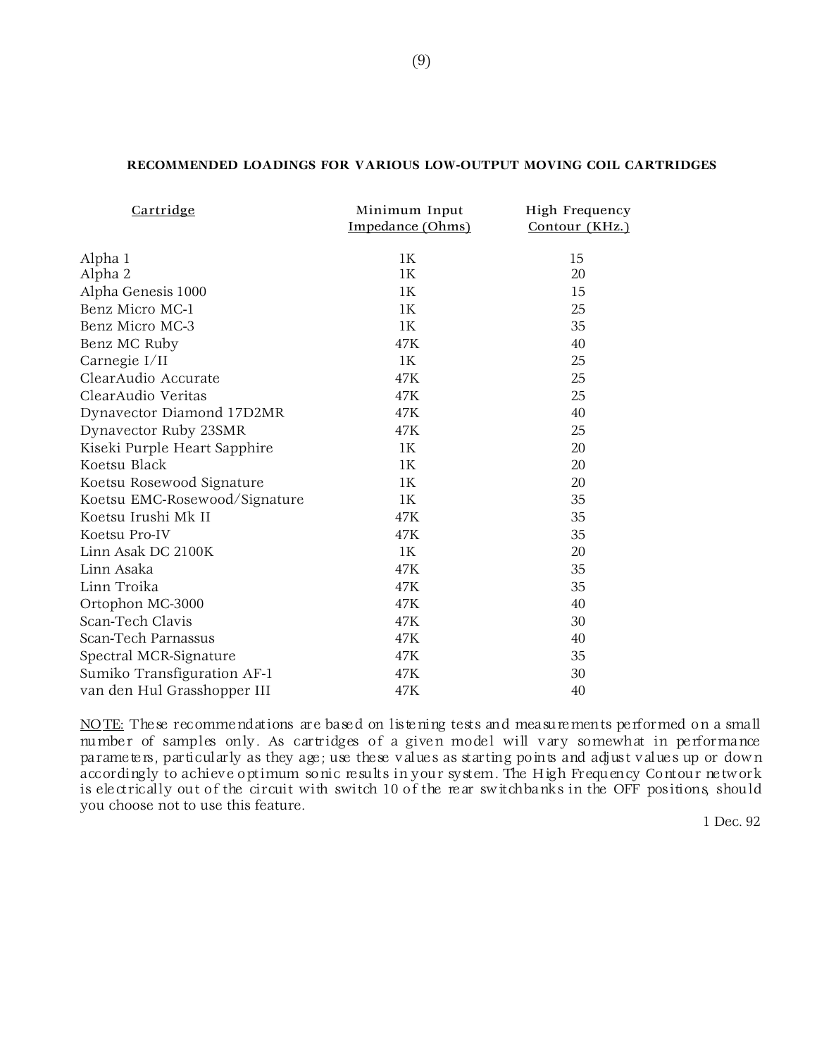**RECOMMENDED LOADINGS FOR VARIOUS LOW-OUTPUT MOVING COIL CARTRIDGES**

| Cartridge | Minimum Input Impedance (Ohms) | High Frequency Contour (KHz.) |
|---|---|---|
| Alpha 1 | 1K | 15 |
| Alpha 2 | 1K | 20 |
| Alpha Genesis 1000 | 1K | 15 |
| Benz Micro MC-1 | 1K | 25 |
| Benz Micro MC-3 | 1K | 35 |
| Benz MC Ruby | 47K | 40 |
| Carnegie I/II | 1K | 25 |
| ClearAudio Accurate | 47K | 25 |
| ClearAudio Veritas | 47K | 25 |
| Dynavector Diamond 17D2MR | 47K | 40 |
| Dynavector Ruby 23SMR | 47K | 25 |
| Kiseki Purple Heart Sapphire | 1K | 20 |
| Koetsu Black | 1K | 20 |
| Koetsu Rosewood Signature | 1K | 20 |
| Koetsu EMC-Rosewood/Signature | 1K | 35 |
| Koetsu Irushi Mk II | 47K | 35 |
| Koetsu Pro-IV | 47K | 35 |
| Linn Asak DC 2100K | 1K | 20 |
| Linn Asaka | 47K | 35 |
| Linn Troika | 47K | 35 |
| Ortophon MC-3000 | 47K | 40 |
| Scan-Tech Clavis | 47K | 30 |
| Scan-Tech Parnassus | 47K | 40 |
| Spectral MCR-Signature | 47K | 35 |
| Sumiko Transfiguration AF-1 | 47K | 30 |
| van den Hul Grasshopper III | 47K | 40 |

NOTE: These recommendations are based on listening tests and measurements performed on a small number of samples only. As cartridges of a given model will vary somewhat in performance parameters, particularly as they age; use these values as starting points and adjust values up or down accordingly to achieve optimum sonic results in your system. The High Frequency Contour network is electrically out of the circuit with switch 10 of the rear switchbanks in the OFF positions, should you choose not to use this feature.

1 Dec. 92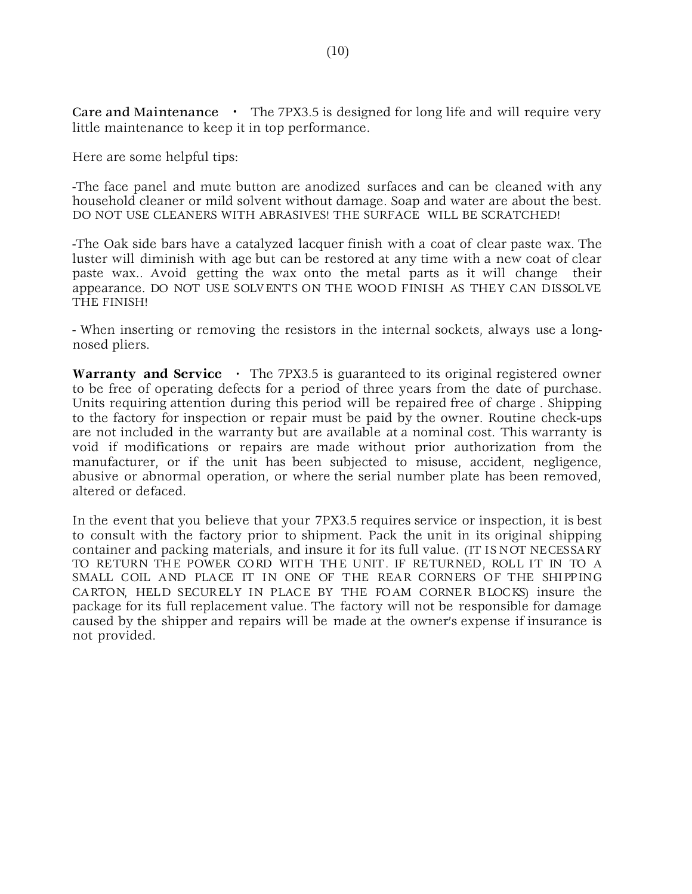**Care and Maintenance** • The 7PX3.5 is designed for long life and will require very little maintenance to keep it in top performance.

Here are some helpful tips:

-The face panel and mute button are anodized surfaces and can be cleaned with any household cleaner or mild solvent without damage. Soap and water are about the best. DO NOT USE CLEANERS WITH ABRASIVES! THE SURFACE WILL BE SCRATCHED!

-The Oak side bars have a catalyzed lacquer finish with a coat of clear paste wax. The luster will diminish with age but can be restored at any time with a new coat of clear paste wax.. Avoid getting the wax onto the metal parts as it will change their appearance. DO NOT USE SOLVENTS ON THE WOOD FINISH AS THEY CAN DISSOLVE THE FINISH!

- When inserting or removing the resistors in the internal sockets, always use a long-nosed pliers.

**Warranty and Service** • The 7PX3.5 is guaranteed to its original registered owner to be free of operating defects for a period of three years from the date of purchase. Units requiring attention during this period will be repaired free of charge . Shipping to the factory for inspection or repair must be paid by the owner. Routine check-ups are not included in the warranty but are available at a nominal cost. This warranty is void if modifications or repairs are made without prior authorization from the manufacturer, or if the unit has been subjected to misuse, accident, negligence, abusive or abnormal operation, or where the serial number plate has been removed, altered or defaced.

In the event that you believe that your 7PX3.5 requires service or inspection, it is best to consult with the factory prior to shipment. Pack the unit in its original shipping container and packing materials, and insure it for its full value. (IT IS NOT NECESSARY TO RETURN THE POWER CORD WITH THE UNIT. IF RETURNED, ROLL IT IN TO A SMALL COIL AND PLACE IT IN ONE OF THE REAR CORNERS OF THE SHIPPING CARTON, HELD SECURELY IN PLACE BY THE FOAM CORNER BLOCKS) insure the package for its full replacement value. The factory will not be responsible for damage caused by the shipper and repairs will be made at the owner's expense if insurance is not provided.